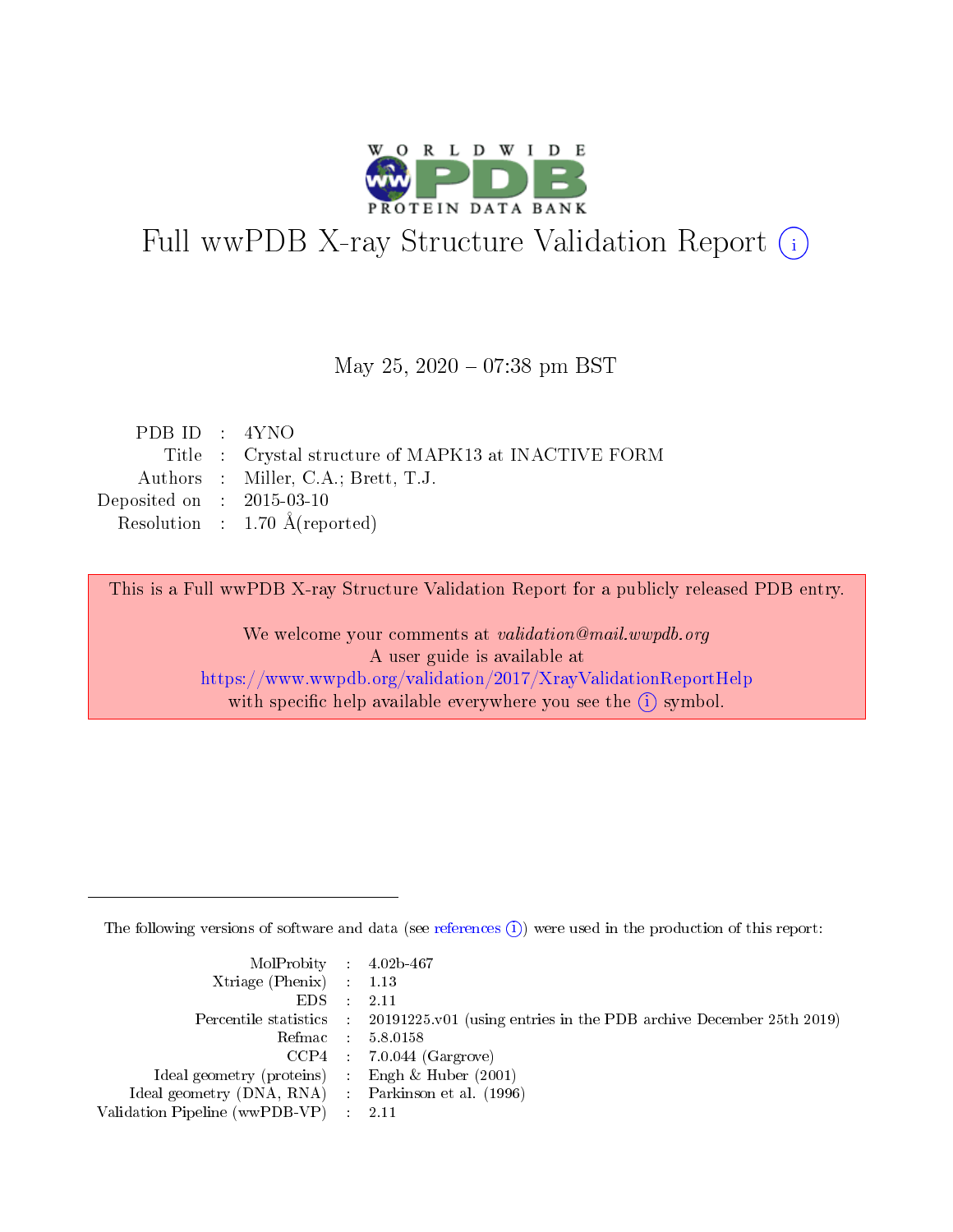# Full wwPDB X-ray Structure Validation Report (i)

May 25, 2020 – 07:38 pm BST

| | | |
|---|---|---|
| PDB ID | : | 4YNO |
| Title | : | Crystal structure of MAPK13 at INACTIVE FORM |
| Authors | : | Miller, C.A.; Brett, T.J. |
| Deposited on | : | 2015-03-10 |
| Resolution | : | 1.70 Å(reported) |

This is a Full wwPDB X-ray Structure Validation Report for a publicly released PDB entry.

We welcome your comments at *validation@mail.wwpdb.org*
A user guide is available at
https://www.wwpdb.org/validation/2017/XrayValidationReportHelp
with specific help available everywhere you see the (i) symbol.

The following versions of software and data (see references (i)) were used in the production of this report:

| | | |
|---|---|---|
| MolProbity | : | 4.02b-467 |
| Xtriage (Phenix) | : | 1.13 |
| EDS | : | 2.11 |
| Percentile statistics | : | 20191225.v01 (using entries in the PDB archive December 25th 2019) |
| Refmac | : | 5.8.0158 |
| CCP4 | : | 7.0.044 (Gargrove) |
| Ideal geometry (proteins) | : | Engh & Huber (2001) |
| Ideal geometry (DNA, RNA) | : | Parkinson et al. (1996) |
| Validation Pipeline (wwPDB-VP) | : | 2.11 |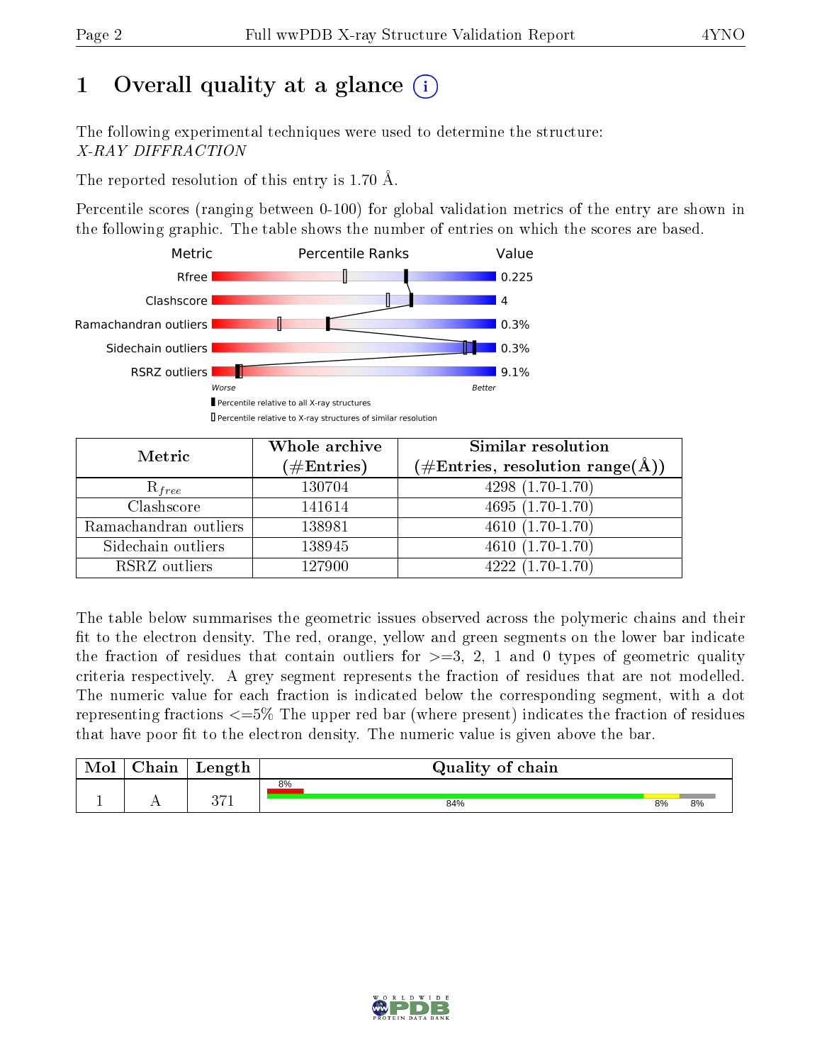# 1 Overall quality at a glance (i)

The following experimental techniques were used to determine the structure:
*X-RAY DIFFRACTION*

The reported resolution of this entry is 1.70 Å.

Percentile scores (ranging between 0-100) for global validation metrics of the entry are shown in the following graphic. The table shows the number of entries on which the scores are based.

Metric | Percentile Ranks | Value

Rfree 0.225

Clashscore 4

Ramachandran outliers 0.3%

Sidechain outliers 0.3%

RSRZ outliers 9.1%

Worse Better

Percentile relative to all X-ray structures

Percentile relative to X-ray structures of similar resolution

| Metric | Whole archive (#Entries) | Similar resolution (#Entries, resolution range(Å)) |
|---|---|---|
| $R_{free}$ | 130704 | 4298 (1.70-1.70) |
| Clashscore | 141614 | 4695 (1.70-1.70) |
| Ramachandran outliers | 138981 | 4610 (1.70-1.70) |
| Sidechain outliers | 138945 | 4610 (1.70-1.70) |
| RSRZ outliers | 127900 | 4222 (1.70-1.70) |

The table below summarises the geometric issues observed across the polymeric chains and their fit to the electron density. The red, orange, yellow and green segments on the lower bar indicate the fraction of residues that contain outliers for >=3, 2, 1 and 0 types of geometric quality criteria respectively. A grey segment represents the fraction of residues that are not modelled. The numeric value for each fraction is indicated below the corresponding segment, with a dot representing fractions <=5% The upper red bar (where present) indicates the fraction of residues that have poor fit to the electron density. The numeric value is given above the bar.

| Mol | Chain | Length | Quality of chain |
|---|---|---|---|
| 1 | A | 371 | 8%<br>84% 8% 8% |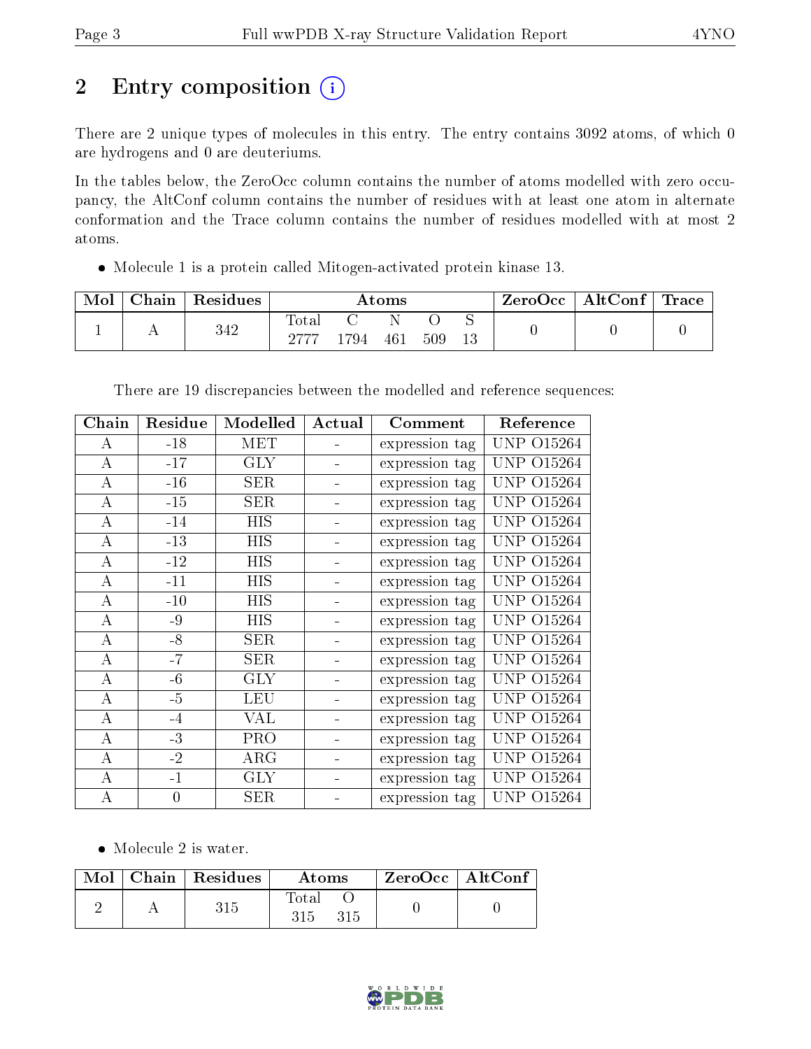# 2 Entry composition (i)

There are 2 unique types of molecules in this entry. The entry contains 3092 atoms, of which 0 are hydrogens and 0 are deuteriums.

In the tables below, the ZeroOcc column contains the number of atoms modelled with zero occupancy, the AltConf column contains the number of residues with at least one atom in alternate conformation and the Trace column contains the number of residues modelled with at most 2 atoms.

- Molecule 1 is a protein called Mitogen-activated protein kinase 13.

| Mol | Chain | Residues | Atoms | | | | | ZeroOcc | AltConf | Trace |
|---|---|---|---|---|---|---|---|---|---|---|
| | | | Total | C | N | O | S | | | |
| 1 | A | 342 | 2777 | 1794 | 461 | 509 | 13 | 0 | 0 | 0 |

There are 19 discrepancies between the modelled and reference sequences:

| Chain | Residue | Modelled | Actual | Comment | Reference |
|---|---|---|---|---|---|
| A | -18 | MET | - | expression tag | UNP O15264 |
| A | -17 | GLY | - | expression tag | UNP O15264 |
| A | -16 | SER | - | expression tag | UNP O15264 |
| A | -15 | SER | - | expression tag | UNP O15264 |
| A | -14 | HIS | - | expression tag | UNP O15264 |
| A | -13 | HIS | - | expression tag | UNP O15264 |
| A | -12 | HIS | - | expression tag | UNP O15264 |
| A | -11 | HIS | - | expression tag | UNP O15264 |
| A | -10 | HIS | - | expression tag | UNP O15264 |
| A | -9 | HIS | - | expression tag | UNP O15264 |
| A | -8 | SER | - | expression tag | UNP O15264 |
| A | -7 | SER | - | expression tag | UNP O15264 |
| A | -6 | GLY | - | expression tag | UNP O15264 |
| A | -5 | LEU | - | expression tag | UNP O15264 |
| A | -4 | VAL | - | expression tag | UNP O15264 |
| A | -3 | PRO | - | expression tag | UNP O15264 |
| A | -2 | ARG | - | expression tag | UNP O15264 |
| A | -1 | GLY | - | expression tag | UNP O15264 |
| A | 0 | SER | - | expression tag | UNP O15264 |

- Molecule 2 is water.

| Mol | Chain | Residues | Atoms | | ZeroOcc | AltConf |
|---|---|---|---|---|---|---|
| | | | Total | O | | |
| 2 | A | 315 | 315 | 315 | 0 | 0 |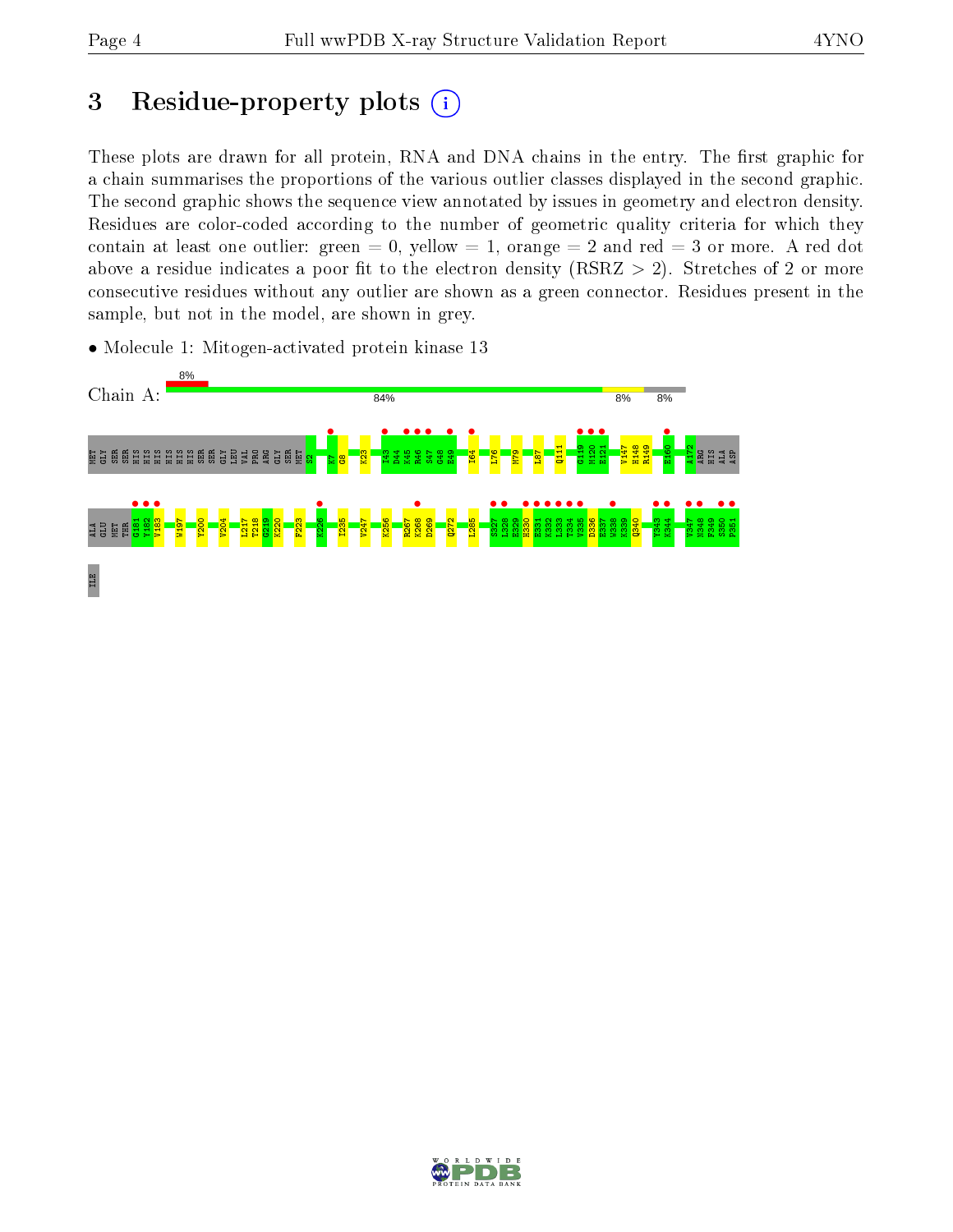# 3 Residue-property plots

These plots are drawn for all protein, RNA and DNA chains in the entry. The first graphic for a chain summarises the proportions of the various outlier classes displayed in the second graphic. The second graphic shows the sequence view annotated by issues in geometry and electron density. Residues are color-coded according to the number of geometric quality criteria for which they contain at least one outlier: green = 0, yellow = 1, orange = 2 and red = 3 or more. A red dot above a residue indicates a poor fit to the electron density (RSRZ > 2). Stretches of 2 or more consecutive residues without any outlier are shown as a green connector. Residues present in the sample, but not in the model, are shown in grey.

- Molecule 1: Mitogen-activated protein kinase 13

Chain A:

8%

84%

8%

8%

MET GLY SER SER HIS HIS HIS HIS HIS HIS SER SER GLY LEU VAL PRO ARG GLY SER MET S2 K7 G8 K23 I43 D44 K45 R46 S47 G48 E49 I64 L76 M79 L87 Q111 G119 M120 E121 V147 H148 R149 E160 A172 ARG HIS ALA ASP

ALA GLU MET THR G181 Y182 V183 W197 Y200 V204 L217 T218 G219 K220 F223 K226 I235 V247 K256 R267 K268 D269 Q272 L285 S327 L328 E329 H330 E331 K332 L333 T334 V335 D336 E337 W338 K339 Q340 Y343 K344 V347 N348 F349 S350 F351

ILE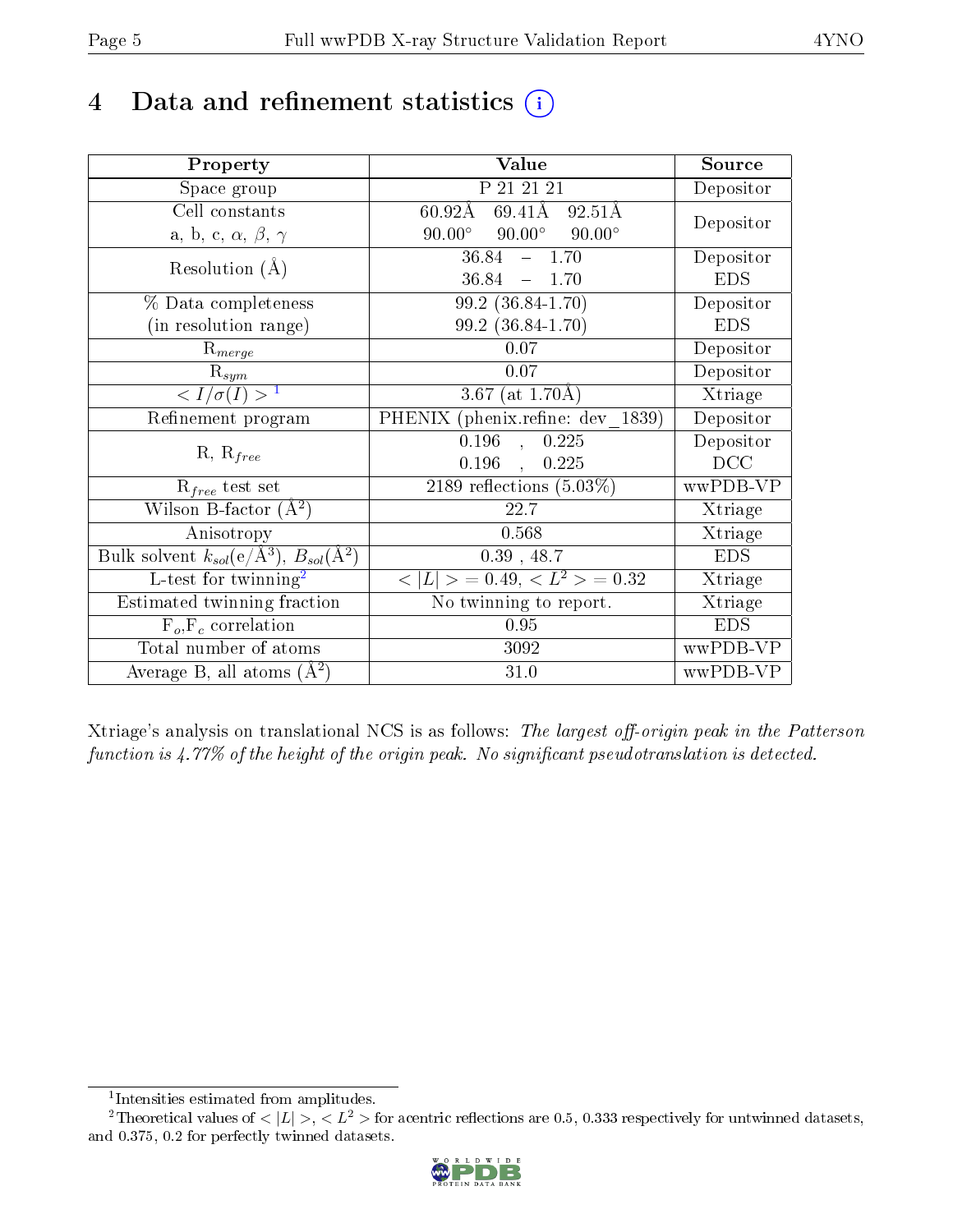# 4 Data and refinement statistics (i)

| Property | Value | Source |
|---|---|---|
| Space group | P 21 21 21 | Depositor |
| Cell constants<br>a, b, c, $\alpha$, $\beta$, $\gamma$ | 60.92Å 69.41Å 92.51Å<br>90.00° 90.00° 90.00° | Depositor |
| Resolution (Å) | 36.84 – 1.70<br>36.84 – 1.70 | Depositor<br>EDS |
| % Data completeness<br>(in resolution range) | 99.2 (36.84-1.70)<br>99.2 (36.84-1.70) | Depositor<br>EDS |
| $R_{merge}$ | 0.07 | Depositor |
| $R_{sym}$ | 0.07 | Depositor |
| $< I/\sigma(I) >$ [1] | 3.67 (at 1.70Å) | Xtriage |
| Refinement program | PHENIX (phenix.refine: dev_1839) | Depositor |
| R, $R_{free}$ | 0.196 , 0.225<br>0.196 , 0.225 | Depositor<br>DCC |
| $R_{free}$ test set | 2189 reflections (5.03%) | wwPDB-VP |
| Wilson B-factor (Å$^2$) | 22.7 | Xtriage |
| Anisotropy | 0.568 | Xtriage |
| Bulk solvent $k_{sol}$(e/Å$^3$), $B_{sol}$(Å$^2$) | 0.39 , 48.7 | EDS |
| L-test for twinning[2] | $< \lvert L \rvert > = 0.49$, $< L^2 > = 0.32$ | Xtriage |
| Estimated twinning fraction | No twinning to report. | Xtriage |
| $F_o$,$F_c$ correlation | 0.95 | EDS |
| Total number of atoms | 3092 | wwPDB-VP |
| Average B, all atoms (Å$^2$) | 31.0 | wwPDB-VP |

Xtriage's analysis on translational NCS is as follows: *The largest off-origin peak in the Patterson function is 4.77% of the height of the origin peak. No significant pseudotranslation is detected.*

[1] Intensities estimated from amplitudes.

[2] Theoretical values of $< \lvert L \rvert >$, $< L^2 >$ for acentric reflections are 0.5, 0.333 respectively for untwinned datasets, and 0.375, 0.2 for perfectly twinned datasets.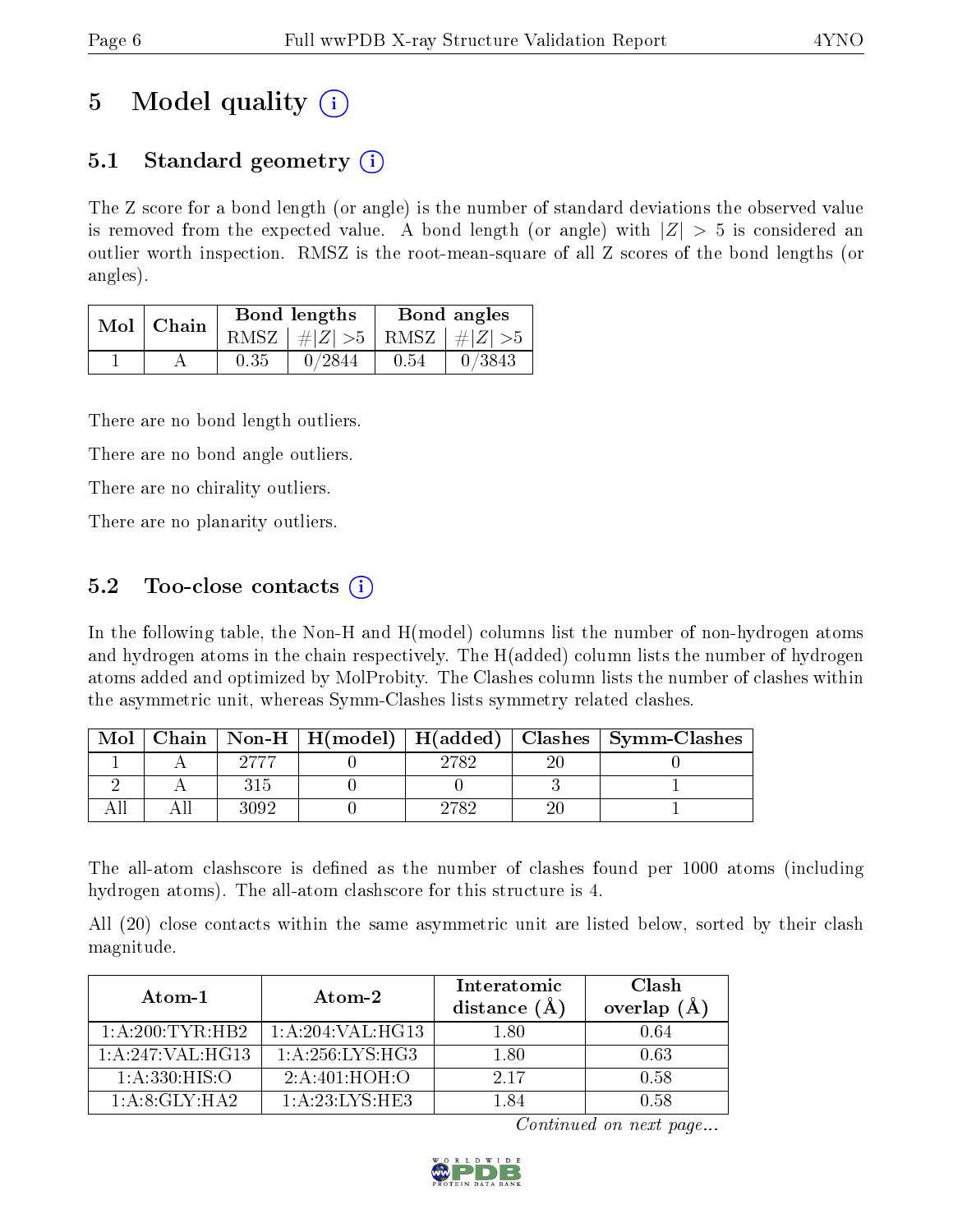# 5 Model quality (i)

## 5.1 Standard geometry (i)

The Z score for a bond length (or angle) is the number of standard deviations the observed value is removed from the expected value. A bond length (or angle) with $|Z| > 5$ is considered an outlier worth inspection. RMSZ is the root-mean-square of all Z scores of the bond lengths (or angles).

| Mol | Chain | Bond lengths | | Bond angles | |
|---|---|---|---|---|---|
| | | RMSZ | #$\|Z\|$ >5 | RMSZ | #$\|Z\|$ >5 |
| 1 | A | 0.35 | 0/2844 | 0.54 | 0/3843 |

There are no bond length outliers.

There are no bond angle outliers.

There are no chirality outliers.

There are no planarity outliers.

## 5.2 Too-close contacts (i)

In the following table, the Non-H and H(model) columns list the number of non-hydrogen atoms and hydrogen atoms in the chain respectively. The H(added) column lists the number of hydrogen atoms added and optimized by MolProbity. The Clashes column lists the number of clashes within the asymmetric unit, whereas Symm-Clashes lists symmetry related clashes.

| Mol | Chain | Non-H | H(model) | H(added) | Clashes | Symm-Clashes |
|---|---|---|---|---|---|---|
| 1 | A | 2777 | 0 | 2782 | 20 | 0 |
| 2 | A | 315 | 0 | 0 | 3 | 1 |
| All | All | 3092 | 0 | 2782 | 20 | 1 |

The all-atom clashscore is defined as the number of clashes found per 1000 atoms (including hydrogen atoms). The all-atom clashscore for this structure is 4.

All (20) close contacts within the same asymmetric unit are listed below, sorted by their clash magnitude.

| Atom-1 | Atom-2 | Interatomic distance (Å) | Clash overlap (Å) |
|---|---|---|---|
| 1:A:200:TYR:HB2 | 1:A:204:VAL:HG13 | 1.80 | 0.64 |
| 1:A:247:VAL:HG13 | 1:A:256:LYS:HG3 | 1.80 | 0.63 |
| 1:A:330:HIS:O | 2:A:401:HOH:O | 2.17 | 0.58 |
| 1:A:8:GLY:HA2 | 1:A:23:LYS:HE3 | 1.84 | 0.58 |

*Continued on next page...*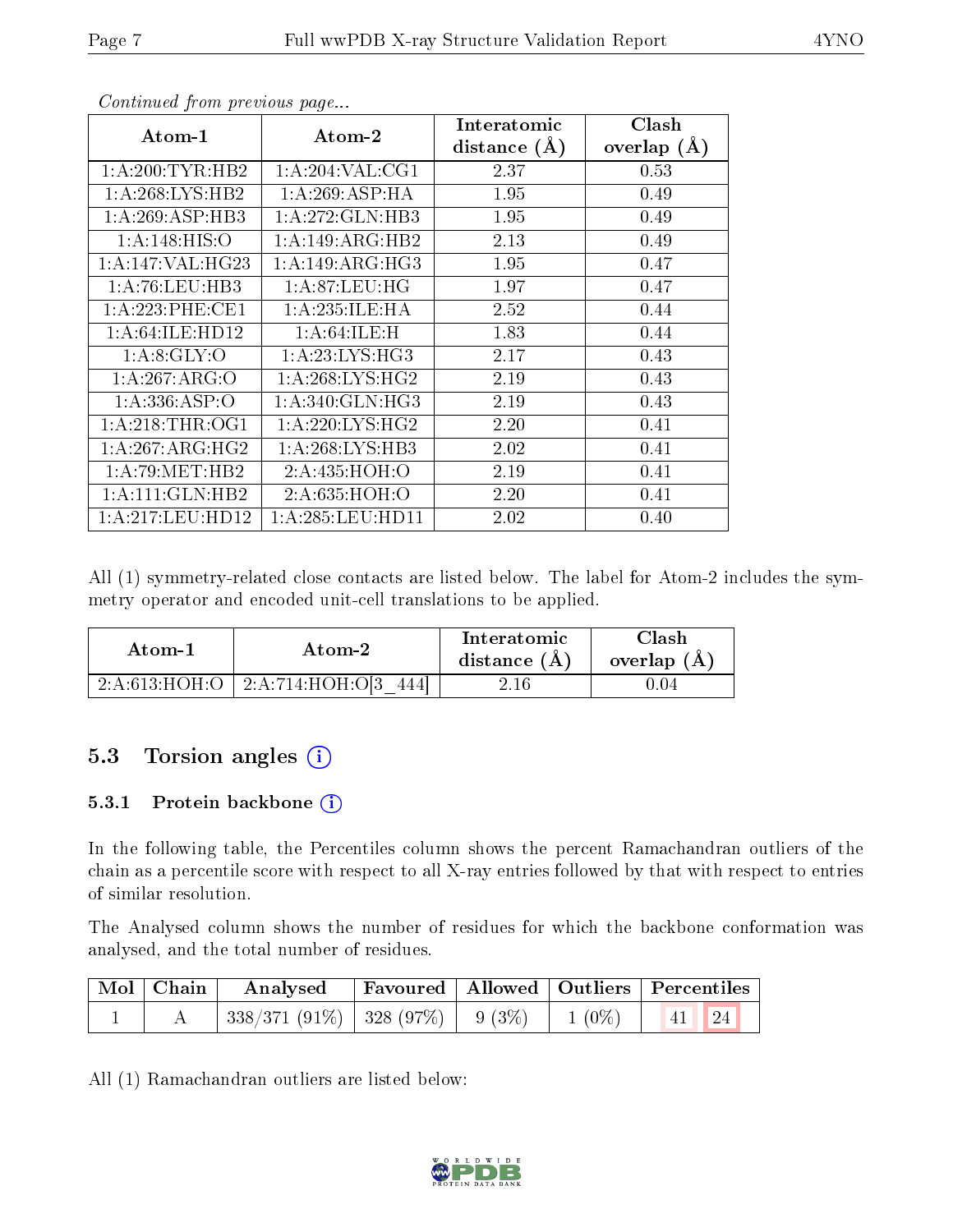*Continued from previous page...*

| Atom-1 | Atom-2 | Interatomic distance (Å) | Clash overlap (Å) |
|---|---|---|---|
| 1:A:200:TYR:HB2 | 1:A:204:VAL:CG1 | 2.37 | 0.53 |
| 1:A:268:LYS:HB2 | 1:A:269:ASP:HA | 1.95 | 0.49 |
| 1:A:269:ASP:HB3 | 1:A:272:GLN:HB3 | 1.95 | 0.49 |
| 1:A:148:HIS:O | 1:A:149:ARG:HB2 | 2.13 | 0.49 |
| 1:A:147:VAL:HG23 | 1:A:149:ARG:HG3 | 1.95 | 0.47 |
| 1:A:76:LEU:HB3 | 1:A:87:LEU:HG | 1.97 | 0.47 |
| 1:A:223:PHE:CE1 | 1:A:235:ILE:HA | 2.52 | 0.44 |
| 1:A:64:ILE:HD12 | 1:A:64:ILE:H | 1.83 | 0.44 |
| 1:A:8:GLY:O | 1:A:23:LYS:HG3 | 2.17 | 0.43 |
| 1:A:267:ARG:O | 1:A:268:LYS:HG2 | 2.19 | 0.43 |
| 1:A:336:ASP:O | 1:A:340:GLN:HG3 | 2.19 | 0.43 |
| 1:A:218:THR:OG1 | 1:A:220:LYS:HG2 | 2.20 | 0.41 |
| 1:A:267:ARG:HG2 | 1:A:268:LYS:HB3 | 2.02 | 0.41 |
| 1:A:79:MET:HB2 | 2:A:435:HOH:O | 2.19 | 0.41 |
| 1:A:111:GLN:HB2 | 2:A:635:HOH:O | 2.20 | 0.41 |
| 1:A:217:LEU:HD12 | 1:A:285:LEU:HD11 | 2.02 | 0.40 |

All (1) symmetry-related close contacts are listed below. The label for Atom-2 includes the symmetry operator and encoded unit-cell translations to be applied.

| Atom-1 | Atom-2 | Interatomic distance (Å) | Clash overlap (Å) |
|---|---|---|---|
| 2:A:613:HOH:O | 2:A:714:HOH:O[3_444] | 2.16 | 0.04 |

## 5.3 Torsion angles

### 5.3.1 Protein backbone

In the following table, the Percentiles column shows the percent Ramachandran outliers of the chain as a percentile score with respect to all X-ray entries followed by that with respect to entries of similar resolution.

The Analysed column shows the number of residues for which the backbone conformation was analysed, and the total number of residues.

| Mol | Chain | Analysed | Favoured | Allowed | Outliers | Percentiles | |
|---|---|---|---|---|---|---|---|
| 1 | A | 338/371 (91%) | 328 (97%) | 9 (3%) | 1 (0%) | 41 | 24 |

All (1) Ramachandran outliers are listed below: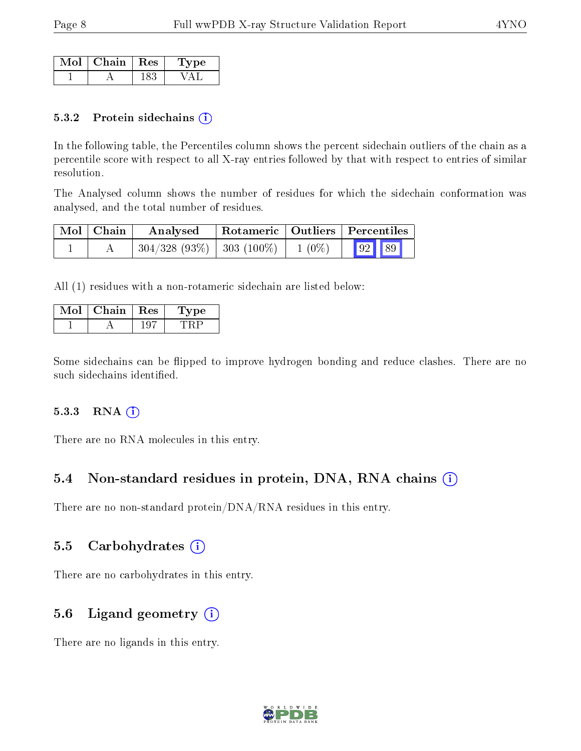| Mol | Chain | Res | Type |
|---|---|---|---|
| 1 | A | 183 | VAL |

### 5.3.2 Protein sidechains

In the following table, the Percentiles column shows the percent sidechain outliers of the chain as a percentile score with respect to all X-ray entries followed by that with respect to entries of similar resolution.

The Analysed column shows the number of residues for which the sidechain conformation was analysed, and the total number of residues.

| Mol | Chain | Analysed | Rotameric | Outliers | Percentiles | |
|---|---|---|---|---|---|---|
| 1 | A | 304/328 (93%) | 303 (100%) | 1 (0%) | 92 | 89 |

All (1) residues with a non-rotameric sidechain are listed below:

| Mol | Chain | Res | Type |
|---|---|---|---|
| 1 | A | 197 | TRP |

Some sidechains can be flipped to improve hydrogen bonding and reduce clashes. There are no such sidechains identified.

### 5.3.3 RNA

There are no RNA molecules in this entry.

## 5.4 Non-standard residues in protein, DNA, RNA chains

There are no non-standard protein/DNA/RNA residues in this entry.

## 5.5 Carbohydrates

There are no carbohydrates in this entry.

## 5.6 Ligand geometry

There are no ligands in this entry.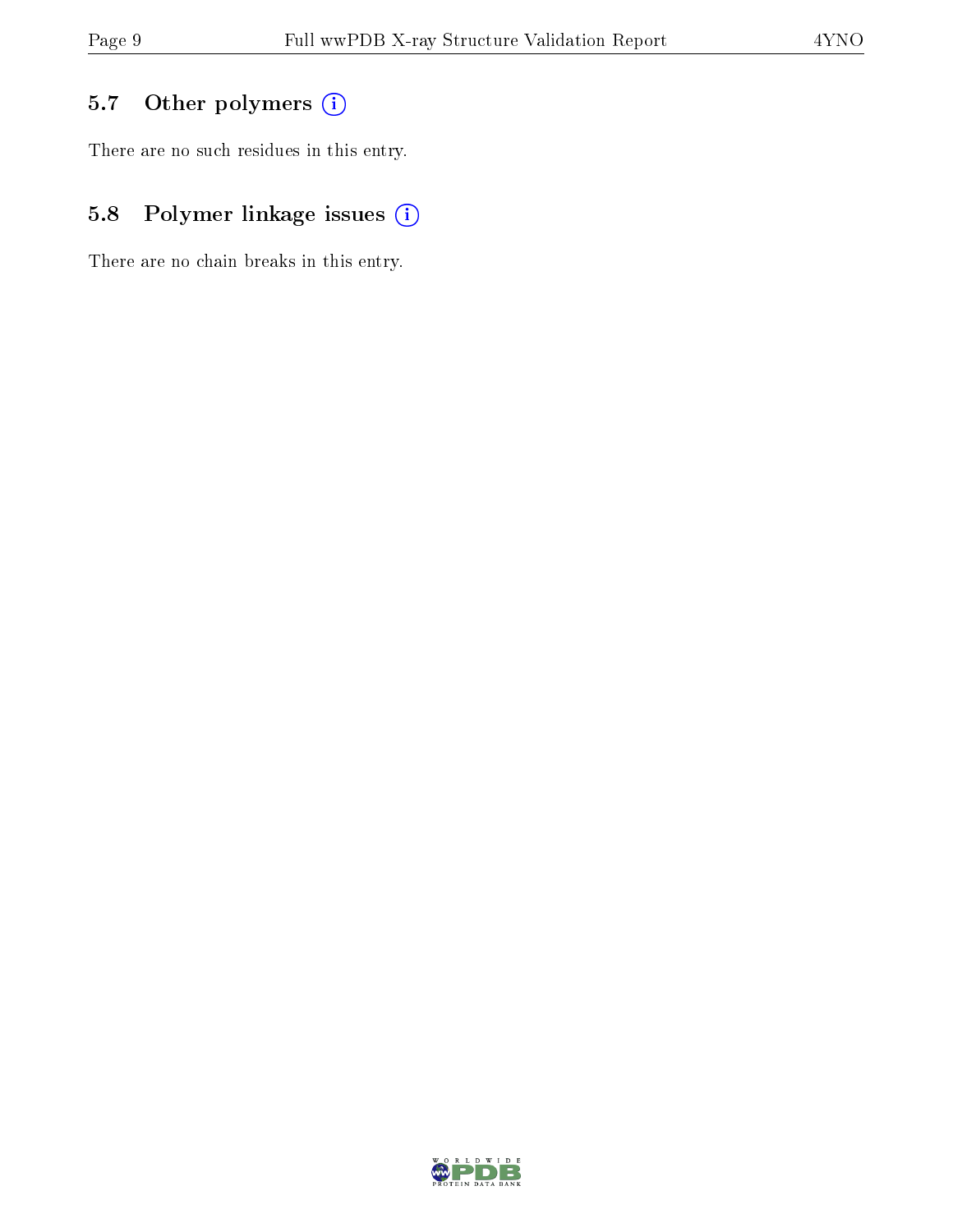## 5.7 Other polymers (i)

There are no such residues in this entry.

## 5.8 Polymer linkage issues (i)

There are no chain breaks in this entry.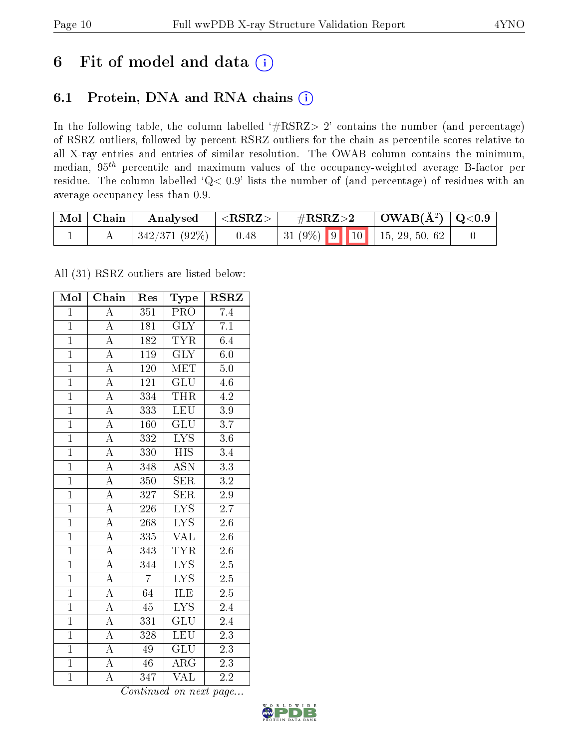# 6 Fit of model and data (i)

## 6.1 Protein, DNA and RNA chains (i)

In the following table, the column labelled '#RSRZ> 2' contains the number (and percentage) of RSRZ outliers, followed by percent RSRZ outliers for the chain as percentile scores relative to all X-ray entries and entries of similar resolution. The OWAB column contains the minimum, median, $95^{th}$ percentile and maximum values of the occupancy-weighted average B-factor per residue. The column labelled 'Q< 0.9' lists the number of (and percentage) of residues with an average occupancy less than 0.9.

| Mol | Chain | Analysed | <RSRZ> | #RSRZ>2 | | | OWAB(Å$^2$) | Q<0.9 |
|---|---|---|---|---|---|---|---|---|
| 1 | A | 342/371 (92%) | 0.48 | 31 (9%) | 9 | 10 | 15, 29, 50, 62 | 0 |

All (31) RSRZ outliers are listed below:

| Mol | Chain | Res | Type | RSRZ |
|---|---|---|---|---|
| 1 | A | 351 | PRO | 7.4 |
| 1 | A | 181 | GLY | 7.1 |
| 1 | A | 182 | TYR | 6.4 |
| 1 | A | 119 | GLY | 6.0 |
| 1 | A | 120 | MET | 5.0 |
| 1 | A | 121 | GLU | 4.6 |
| 1 | A | 334 | THR | 4.2 |
| 1 | A | 333 | LEU | 3.9 |
| 1 | A | 160 | GLU | 3.7 |
| 1 | A | 332 | LYS | 3.6 |
| 1 | A | 330 | HIS | 3.4 |
| 1 | A | 348 | ASN | 3.3 |
| 1 | A | 350 | SER | 3.2 |
| 1 | A | 327 | SER | 2.9 |
| 1 | A | 226 | LYS | 2.7 |
| 1 | A | 268 | LYS | 2.6 |
| 1 | A | 335 | VAL | 2.6 |
| 1 | A | 343 | TYR | 2.6 |
| 1 | A | 344 | LYS | 2.5 |
| 1 | A | 7 | LYS | 2.5 |
| 1 | A | 64 | ILE | 2.5 |
| 1 | A | 45 | LYS | 2.4 |
| 1 | A | 331 | GLU | 2.4 |
| 1 | A | 328 | LEU | 2.3 |
| 1 | A | 49 | GLU | 2.3 |
| 1 | A | 46 | ARG | 2.3 |
| 1 | A | 347 | VAL | 2.2 |

*Continued on next page...*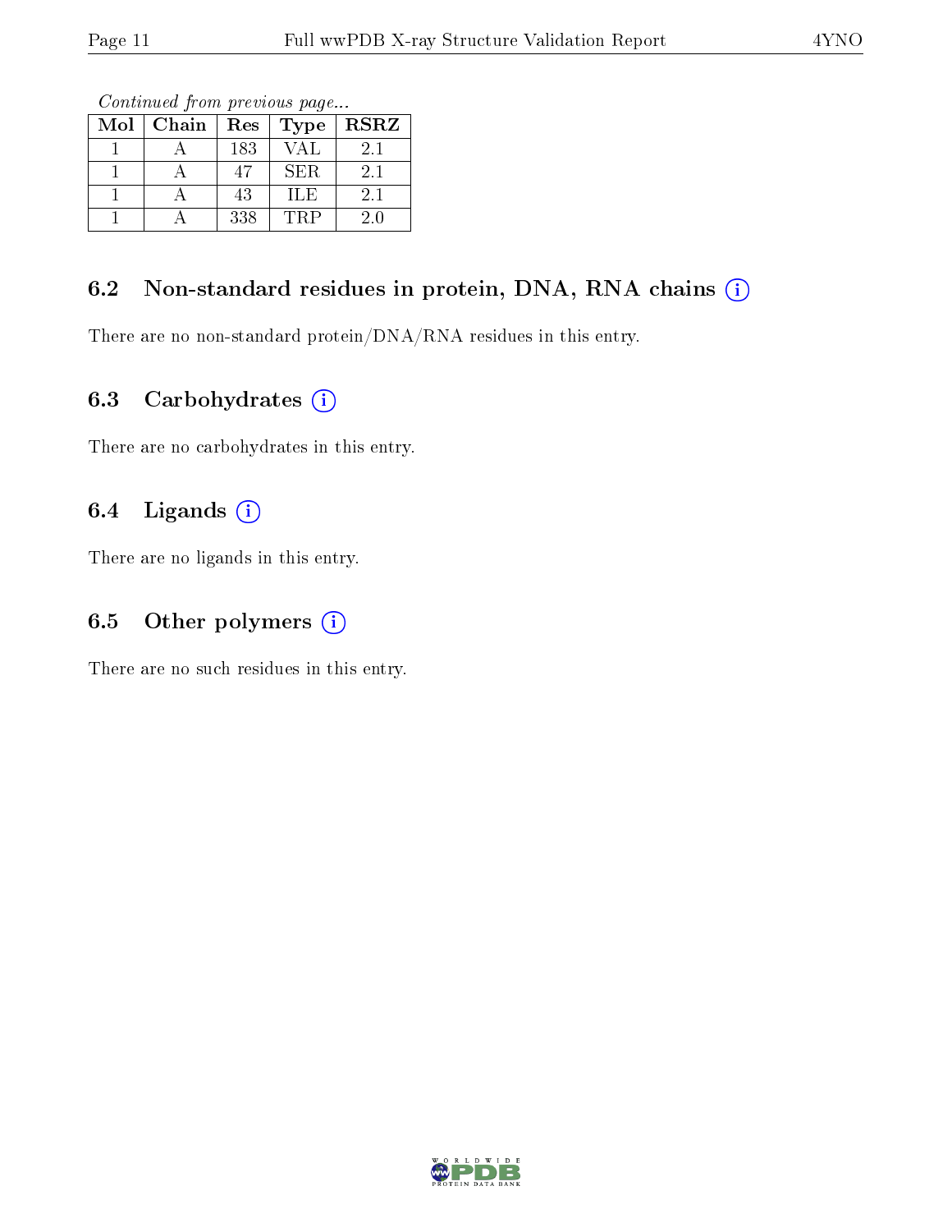*Continued from previous page...*

| Mol | Chain | Res | Type | RSRZ |
|---|---|---|---|---|
| 1 | A | 183 | VAL | 2.1 |
| 1 | A | 47 | SER | 2.1 |
| 1 | A | 43 | ILE | 2.1 |
| 1 | A | 338 | TRP | 2.0 |

### 6.2 Non-standard residues in protein, DNA, RNA chains

There are no non-standard protein/DNA/RNA residues in this entry.

### 6.3 Carbohydrates

There are no carbohydrates in this entry.

### 6.4 Ligands

There are no ligands in this entry.

### 6.5 Other polymers

There are no such residues in this entry.